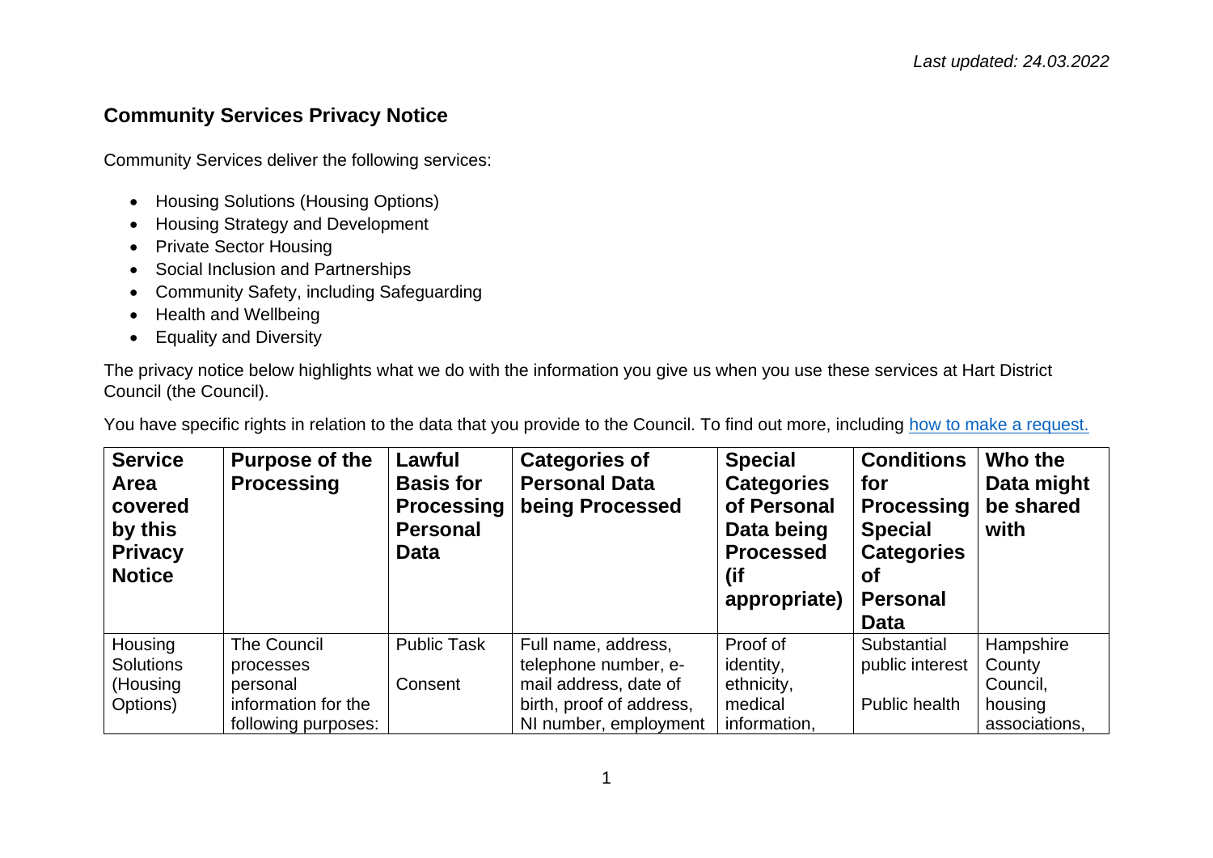*Last updated: 24.03.2022*

## Community Services Privacy Notice

Community Services deliver the following services:

- Housing Solutions (Housing Options)
- Housing Strategy and Development
- Private Sector Housing
- Social Inclusion and Partnerships
- Community Safety, including Safeguarding
- Health and Wellbeing
- Equality and Diversity

The privacy notice below highlights what we do with the information you give us when you use these services at Hart District Council (the Council).

You have specific rights in relation to the data that you provide to the Council. To find out more, including [how to make a request.](#)

| Service Area covered by this Privacy Notice | Purpose of the Processing | Lawful Basis for Processing Personal Data | Categories of Personal Data being Processed | Special Categories of Personal Data being Processed (if appropriate) | Conditions for Processing Special Categories of Personal Data | Who the Data might be shared with |
|---|---|---|---|---|---|---|
| Housing Solutions (Housing Options) | The Council processes personal information for the following purposes: | Public Task<br><br>Consent | Full name, address, telephone number, e-mail address, date of birth, proof of address, NI number, employment | Proof of identity, ethnicity, medical information, | Substantial public interest<br><br>Public health | Hampshire County Council, housing associations, |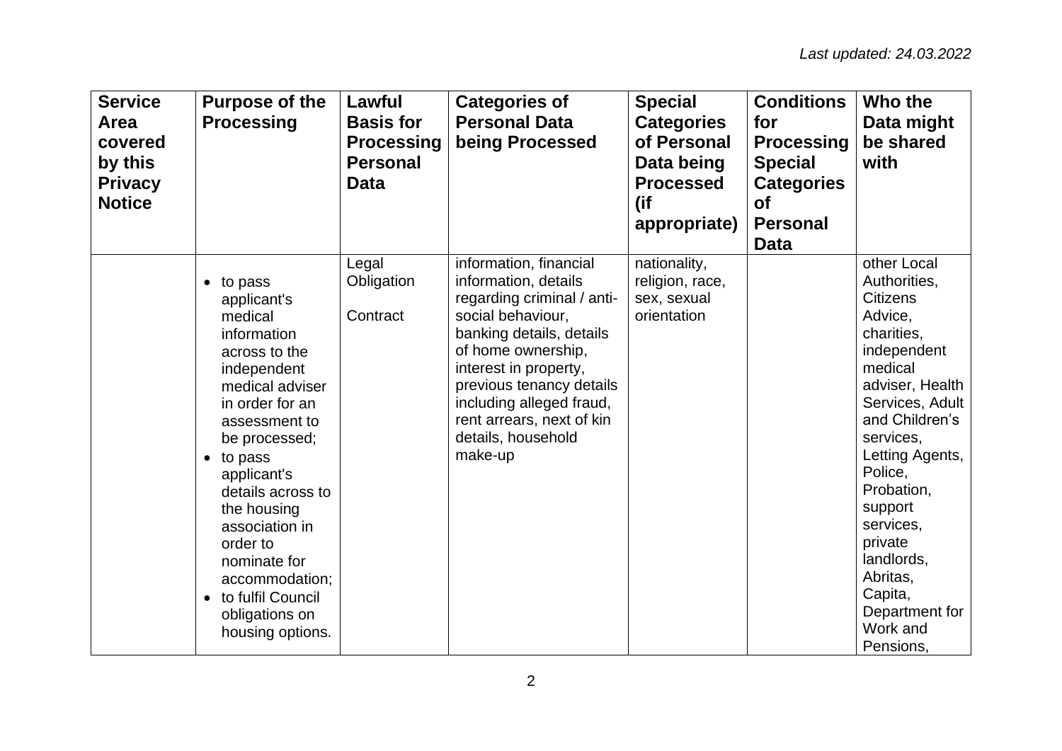*Last updated: 24.03.2022*

| Service Area covered by this Privacy Notice | Purpose of the Processing | Lawful Basis for Processing Personal Data | Categories of Personal Data being Processed | Special Categories of Personal Data being Processed (if appropriate) | Conditions for Processing Special Categories of Personal Data | Who the Data might be shared with |
|---|---|---|---|---|---|---|
| | • to pass applicant's medical information across to the independent medical adviser in order for an assessment to be processed;<br>• to pass applicant's details across to the housing association in order to nominate for accommodation;<br>• to fulfil Council obligations on housing options. | Legal Obligation<br><br>Contract | information, financial information, details regarding criminal / anti-social behaviour, banking details, details of home ownership, interest in property, previous tenancy details including alleged fraud, rent arrears, next of kin details, household make-up | nationality, religion, race, sex, sexual orientation | | other Local Authorities, Citizens Advice, charities, independent medical adviser, Health Services, Adult and Children's services, Letting Agents, Police, Probation, support services, private landlords, Abritas, Capita, Department for Work and Pensions, |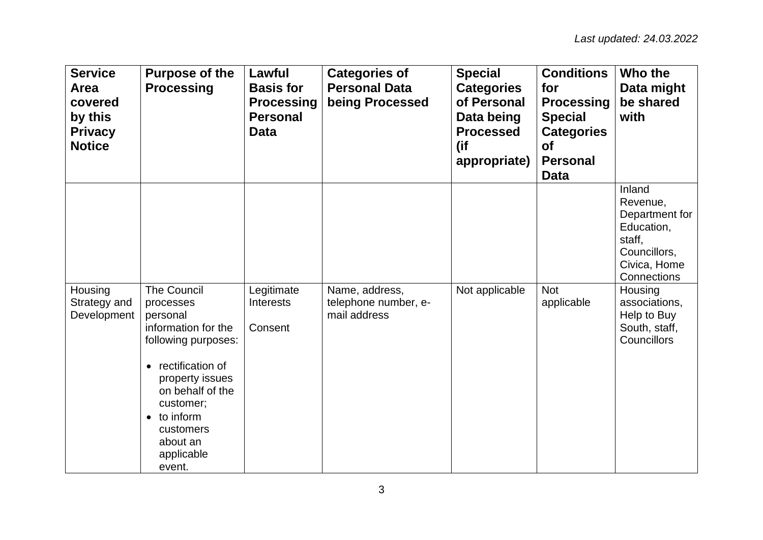*Last updated: 24.03.2022*

| Service Area covered by this Privacy Notice | Purpose of the Processing | Lawful Basis for Processing Personal Data | Categories of Personal Data being Processed | Special Categories of Personal Data being Processed (if appropriate) | Conditions for Processing Special Categories of Personal Data | Who the Data might be shared with |
|---|---|---|---|---|---|---|
| | | | | | | Inland Revenue, Department for Education, staff, Councillors, Civica, Home Connections |
| Housing Strategy and Development | The Council processes personal information for the following purposes:<br><br>• rectification of property issues on behalf of the customer;<br>• to inform customers about an applicable event. | Legitimate Interests<br><br>Consent | Name, address, telephone number, e-mail address | Not applicable | Not applicable | Housing associations, Help to Buy South, staff, Councillors |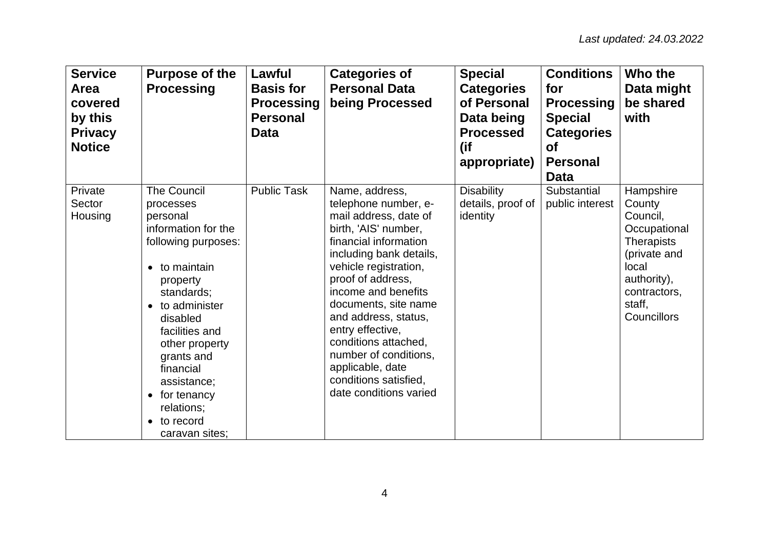*Last updated: 24.03.2022*

| Service Area covered by this Privacy Notice | Purpose of the Processing | Lawful Basis for Processing Personal Data | Categories of Personal Data being Processed | Special Categories of Personal Data being Processed (if appropriate) | Conditions for Processing Special Categories of Personal Data | Who the Data might be shared with |
|---|---|---|---|---|---|---|
| Private Sector Housing | The Council processes personal information for the following purposes:<br>• to maintain property standards;<br>• to administer disabled facilities and other property grants and financial assistance;<br>• for tenancy relations;<br>• to record caravan sites; | Public Task | Name, address, telephone number, e-mail address, date of birth, 'AIS' number, financial information including bank details, vehicle registration, proof of address, income and benefits documents, site name and address, status, entry effective, conditions attached, number of conditions, applicable, date conditions satisfied, date conditions varied | Disability details, proof of identity | Substantial public interest | Hampshire County Council, Occupational Therapists (private and local authority), contractors, staff, Councillors |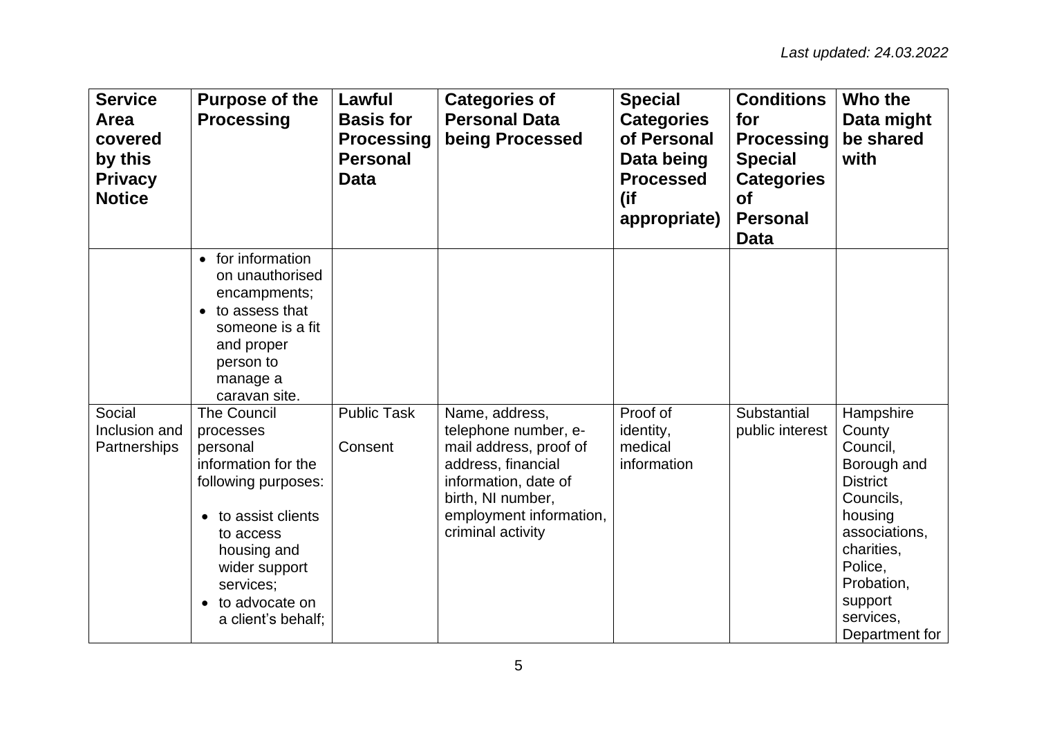*Last updated: 24.03.2022*

| Service Area covered by this Privacy Notice | Purpose of the Processing | Lawful Basis for Processing Personal Data | Categories of Personal Data being Processed | Special Categories of Personal Data being Processed (if appropriate) | Conditions for Processing Special Categories of Personal Data | Who the Data might be shared with |
|---|---|---|---|---|---|---|
| | • for information on unauthorised encampments;<br>• to assess that someone is a fit and proper person to manage a caravan site. | | | | | |
| Social Inclusion and Partnerships | The Council processes personal information for the following purposes:<br><br>• to assist clients to access housing and wider support services;<br>• to advocate on a client's behalf; | Public Task<br><br>Consent | Name, address, telephone number, e-mail address, proof of address, financial information, date of birth, NI number, employment information, criminal activity | Proof of identity, medical information | Substantial public interest | Hampshire County Council, Borough and District Councils, housing associations, charities, Police, Probation, support services, Department for |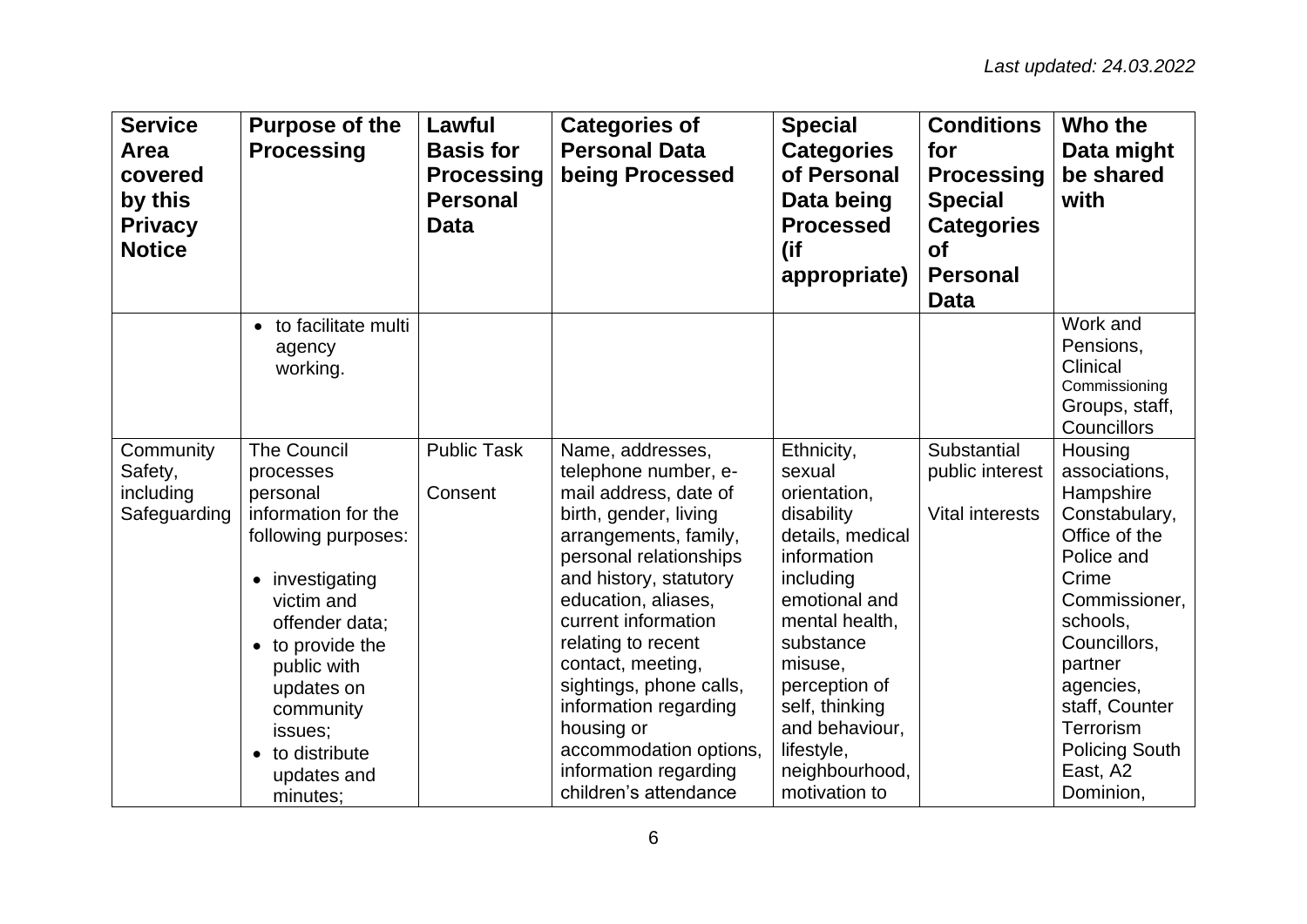*Last updated: 24.03.2022*

| Service Area covered by this Privacy Notice | Purpose of the Processing | Lawful Basis for Processing Personal Data | Categories of Personal Data being Processed | Special Categories of Personal Data being Processed (if appropriate) | Conditions for Processing Special Categories of Personal Data | Who the Data might be shared with |
|---|---|---|---|---|---|---|
| | • to facilitate multi agency working. | | | | | Work and Pensions, Clinical Commissioning Groups, staff, Councillors |
| Community Safety, including Safeguarding | The Council processes personal information for the following purposes:<br><br>• investigating victim and offender data;<br>• to provide the public with updates on community issues;<br>• to distribute updates and minutes; | Public Task<br><br>Consent | Name, addresses, telephone number, e-mail address, date of birth, gender, living arrangements, family, personal relationships and history, statutory education, aliases, current information relating to recent contact, meeting, sightings, phone calls, information regarding housing or accommodation options, information regarding children's attendance | Ethnicity, sexual orientation, disability details, medical information including emotional and mental health, substance misuse, perception of self, thinking and behaviour, lifestyle, neighbourhood, motivation to | Substantial public interest<br><br>Vital interests | Housing associations, Hampshire Constabulary, Office of the Police and Crime Commissioner, schools, Councillors, partner agencies, staff, Counter Terrorism Policing South East, A2 Dominion, |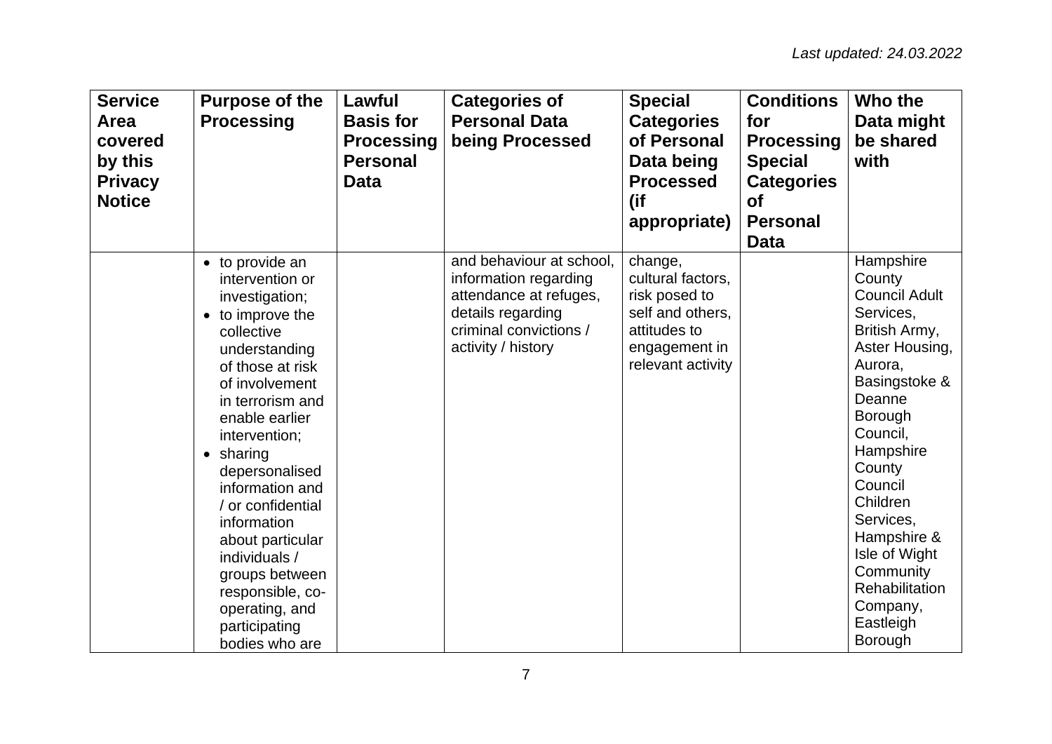*Last updated: 24.03.2022*

| Service Area covered by this Privacy Notice | Purpose of the Processing | Lawful Basis for Processing Personal Data | Categories of Personal Data being Processed | Special Categories of Personal Data being Processed (if appropriate) | Conditions for Processing Special Categories of Personal Data | Who the Data might be shared with |
|---|---|---|---|---|---|---|
| | • to provide an intervention or investigation;<br>• to improve the collective understanding of those at risk of involvement in terrorism and enable earlier intervention;<br>• sharing depersonalised information and / or confidential information about particular individuals / groups between responsible, co-operating, and participating bodies who are | | and behaviour at school, information regarding attendance at refuges, details regarding criminal convictions / activity / history | change, cultural factors, risk posed to self and others, attitudes to engagement in relevant activity | | Hampshire County Council Adult Services, British Army, Aster Housing, Aurora, Basingstoke & Deanne Borough Council, Hampshire County Council Children Services, Hampshire & Isle of Wight Community Rehabilitation Company, Eastleigh Borough |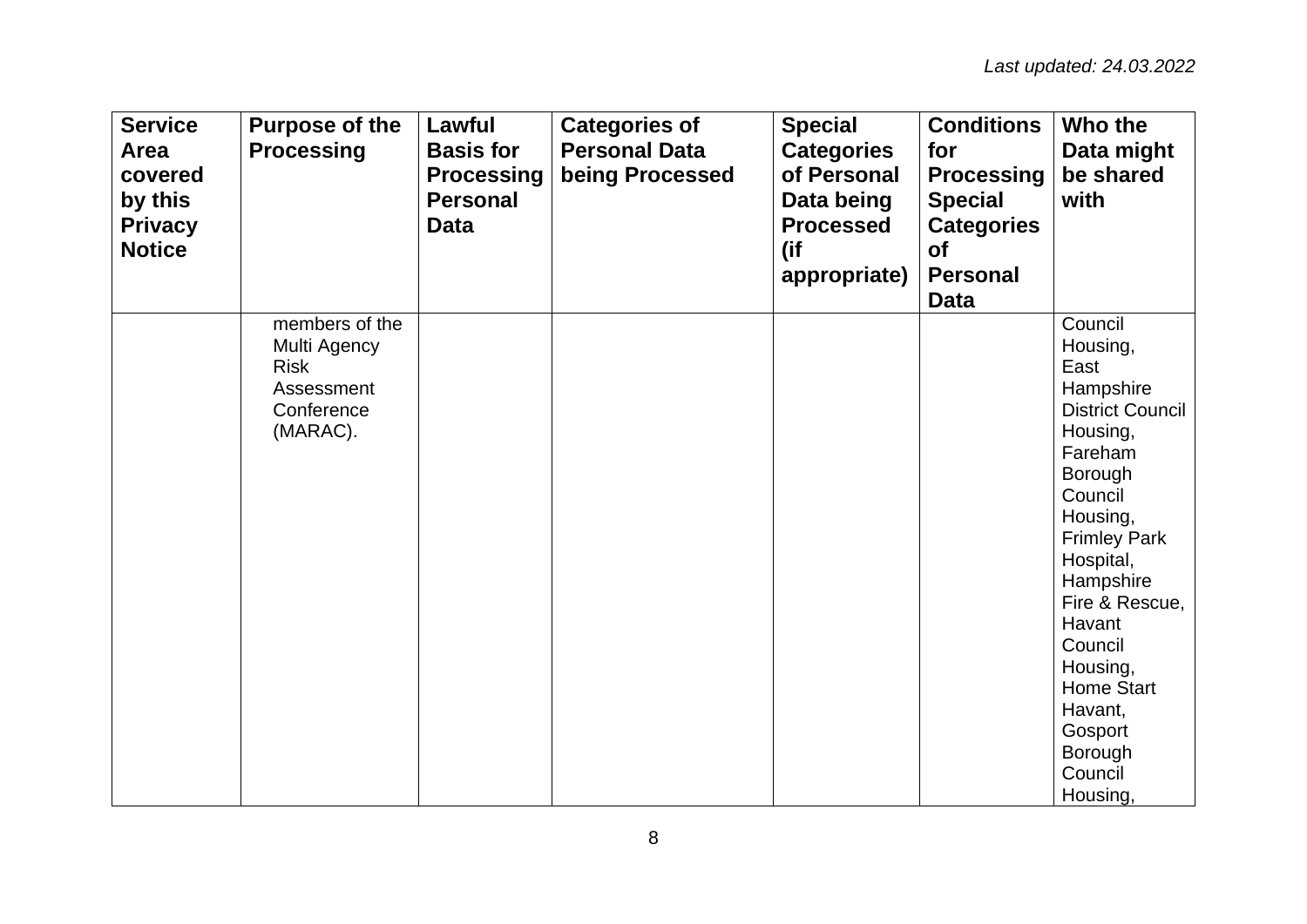| Service Area covered by this Privacy Notice | Purpose of the Processing | Lawful Basis for Processing Personal Data | Categories of Personal Data being Processed | Special Categories of Personal Data being Processed (if appropriate) | Conditions for Processing Special Categories of Personal Data | Who the Data might be shared with |
|---|---|---|---|---|---|---|
| | members of the Multi Agency Risk Assessment Conference (MARAC). | | | | | Council Housing, East Hampshire District Council Housing, Fareham Borough Council Housing, Frimley Park Hospital, Hampshire Fire & Rescue, Havant Council Housing, Home Start Havant, Gosport Borough Council Housing, |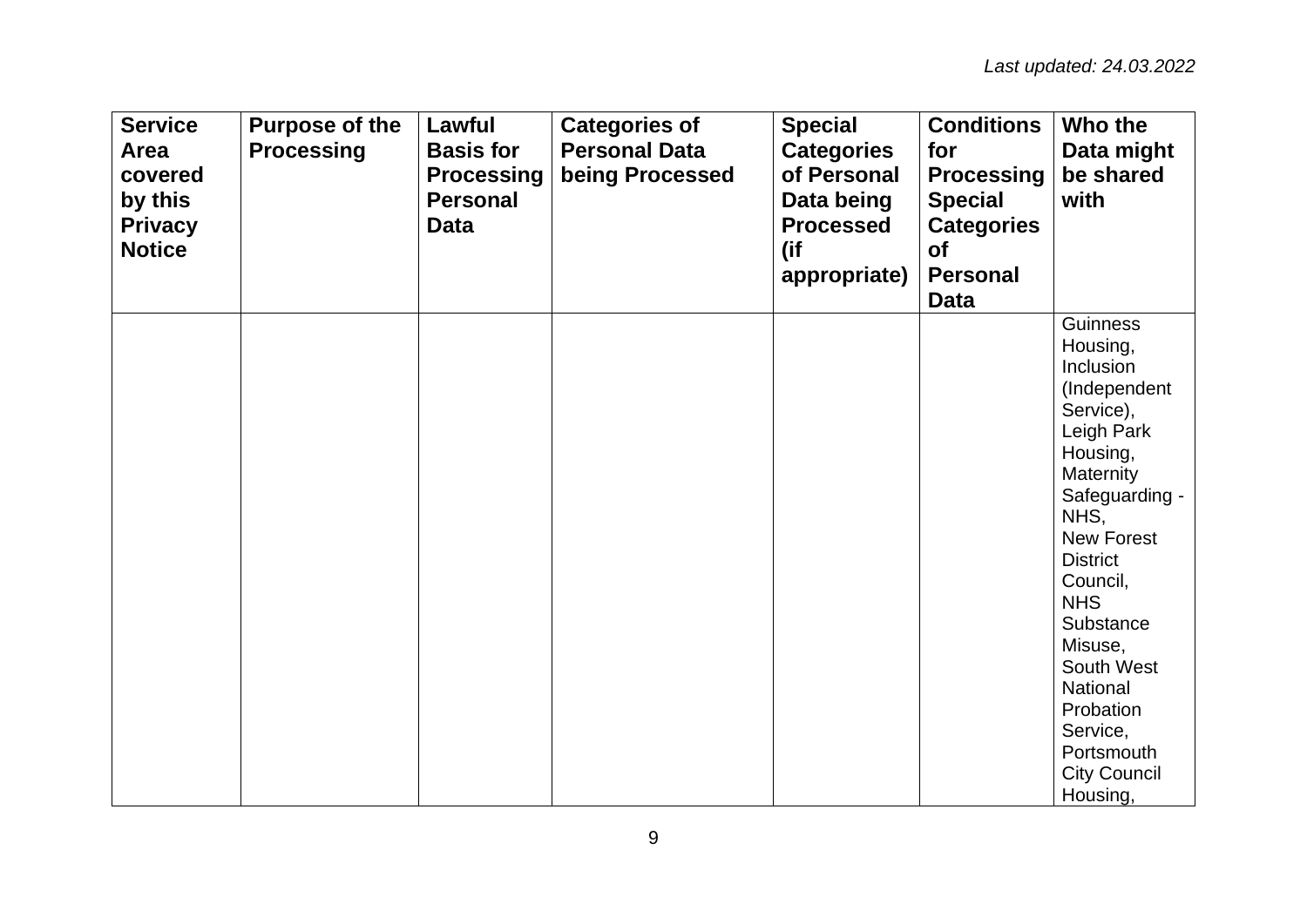| Service Area covered by this Privacy Notice | Purpose of the Processing | Lawful Basis for Processing Personal Data | Categories of Personal Data being Processed | Special Categories of Personal Data being Processed (if appropriate) | Conditions for Processing Special Categories of Personal Data | Who the Data might be shared with |
|---|---|---|---|---|---|---|
| | | | | | | Guinness Housing,<br>Inclusion (Independent Service),<br>Leigh Park Housing,<br>Maternity Safeguarding - NHS,<br>New Forest District Council,<br>NHS Substance Misuse,<br>South West National Probation Service,<br>Portsmouth City Council Housing, |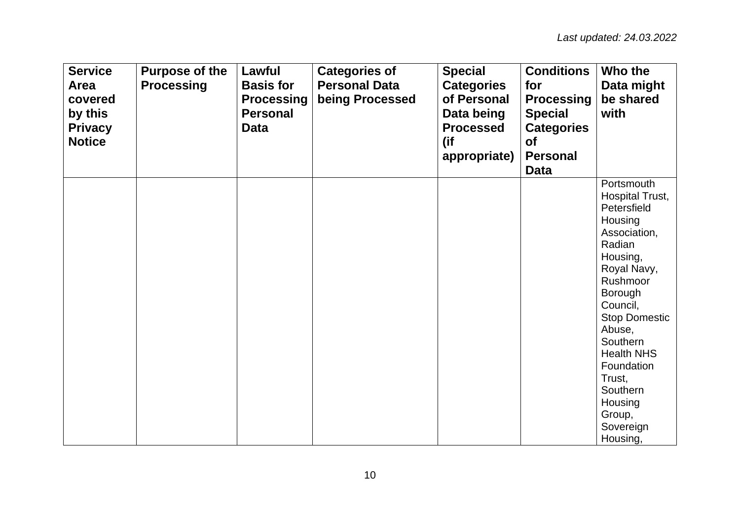| Service Area covered by this Privacy Notice | Purpose of the Processing | Lawful Basis for Processing Personal Data | Categories of Personal Data being Processed | Special Categories of Personal Data being Processed (if appropriate) | Conditions for Processing Special Categories of Personal Data | Who the Data might be shared with |
| --- | --- | --- | --- | --- | --- | --- |
| | | | | | | Portsmouth Hospital Trust, Petersfield Housing Association, Radian Housing, Royal Navy, Rushmoor Borough Council, Stop Domestic Abuse, Southern Health NHS Foundation Trust, Southern Housing Group, Sovereign Housing, |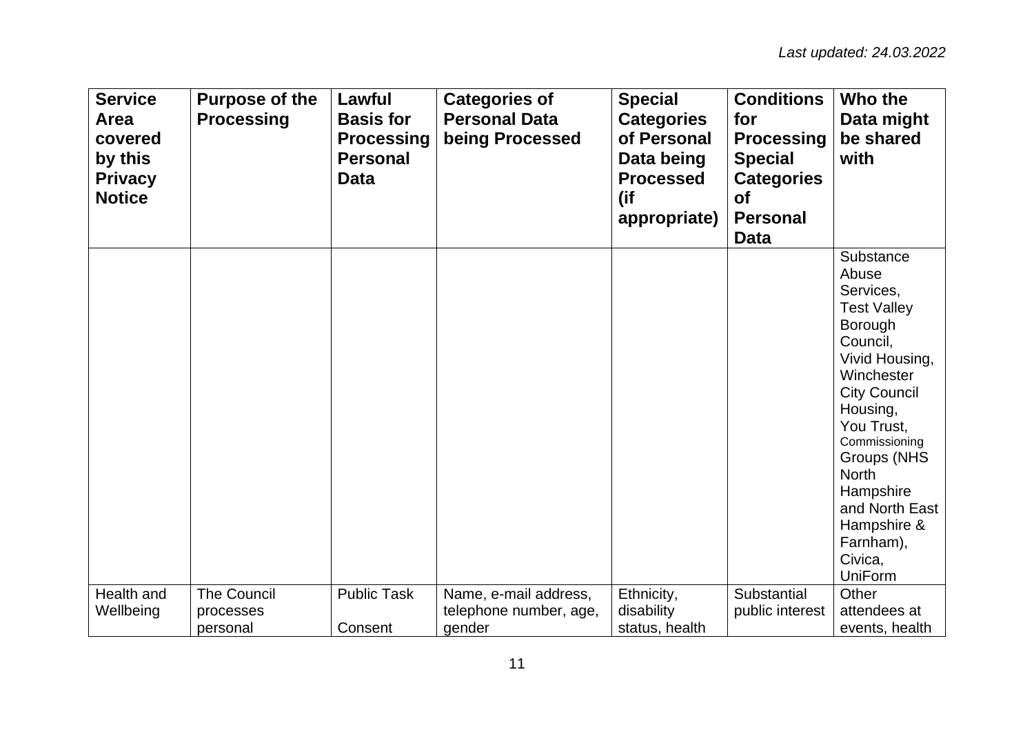*Last updated: 24.03.2022*

| Service Area covered by this Privacy Notice | Purpose of the Processing | Lawful Basis for Processing Personal Data | Categories of Personal Data being Processed | Special Categories of Personal Data being Processed (if appropriate) | Conditions for Processing Special Categories of Personal Data | Who the Data might be shared with |
| --- | --- | --- | --- | --- | --- | --- |
| | | | | | | Substance Abuse Services, Test Valley Borough Council, Vivid Housing, Winchester City Council Housing, You Trust, Commissioning Groups (NHS North Hampshire and North East Hampshire & Farnham), Civica, UniForm |
| Health and Wellbeing | The Council processes personal | Public Task<br><br>Consent | Name, e-mail address, telephone number, age, gender | Ethnicity, disability status, health | Substantial public interest | Other attendees at events, health |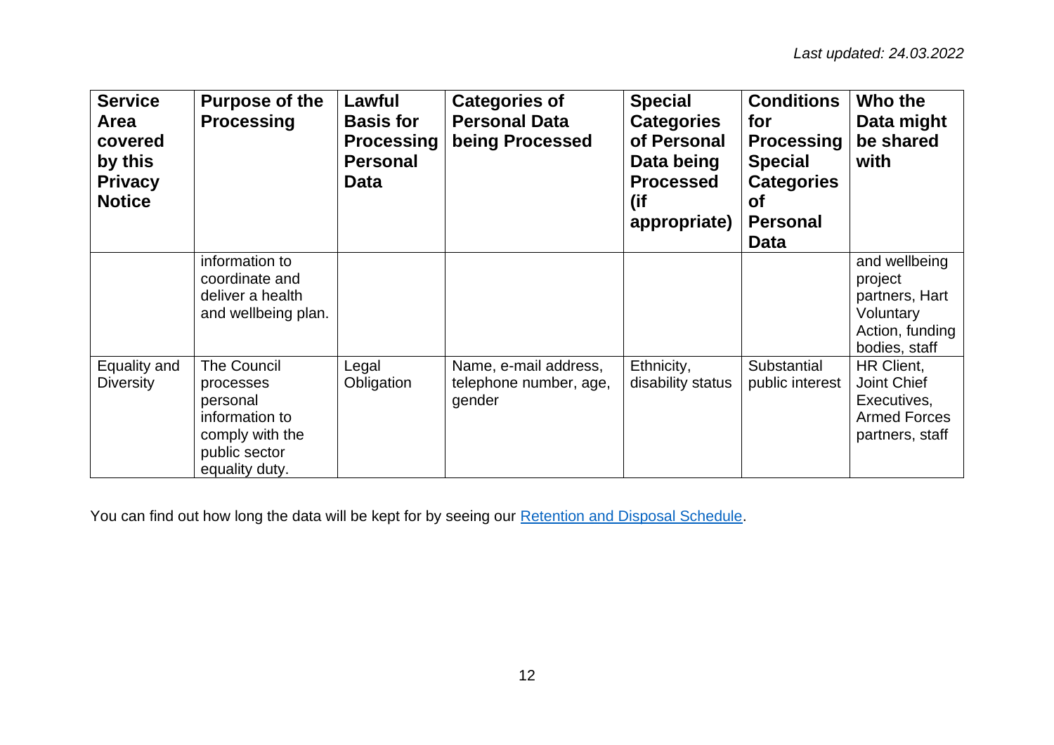*Last updated: 24.03.2022*

| Service Area covered by this Privacy Notice | Purpose of the Processing | Lawful Basis for Processing Personal Data | Categories of Personal Data being Processed | Special Categories of Personal Data being Processed (if appropriate) | Conditions for Processing Special Categories of Personal Data | Who the Data might be shared with |
|---|---|---|---|---|---|---|
| | information to coordinate and deliver a health and wellbeing plan. | | | | | and wellbeing project partners, Hart Voluntary Action, funding bodies, staff |
| Equality and Diversity | The Council processes personal information to comply with the public sector equality duty. | Legal Obligation | Name, e-mail address, telephone number, age, gender | Ethnicity, disability status | Substantial public interest | HR Client, Joint Chief Executives, Armed Forces partners, staff |

You can find out how long the data will be kept for by seeing our Retention and Disposal Schedule.